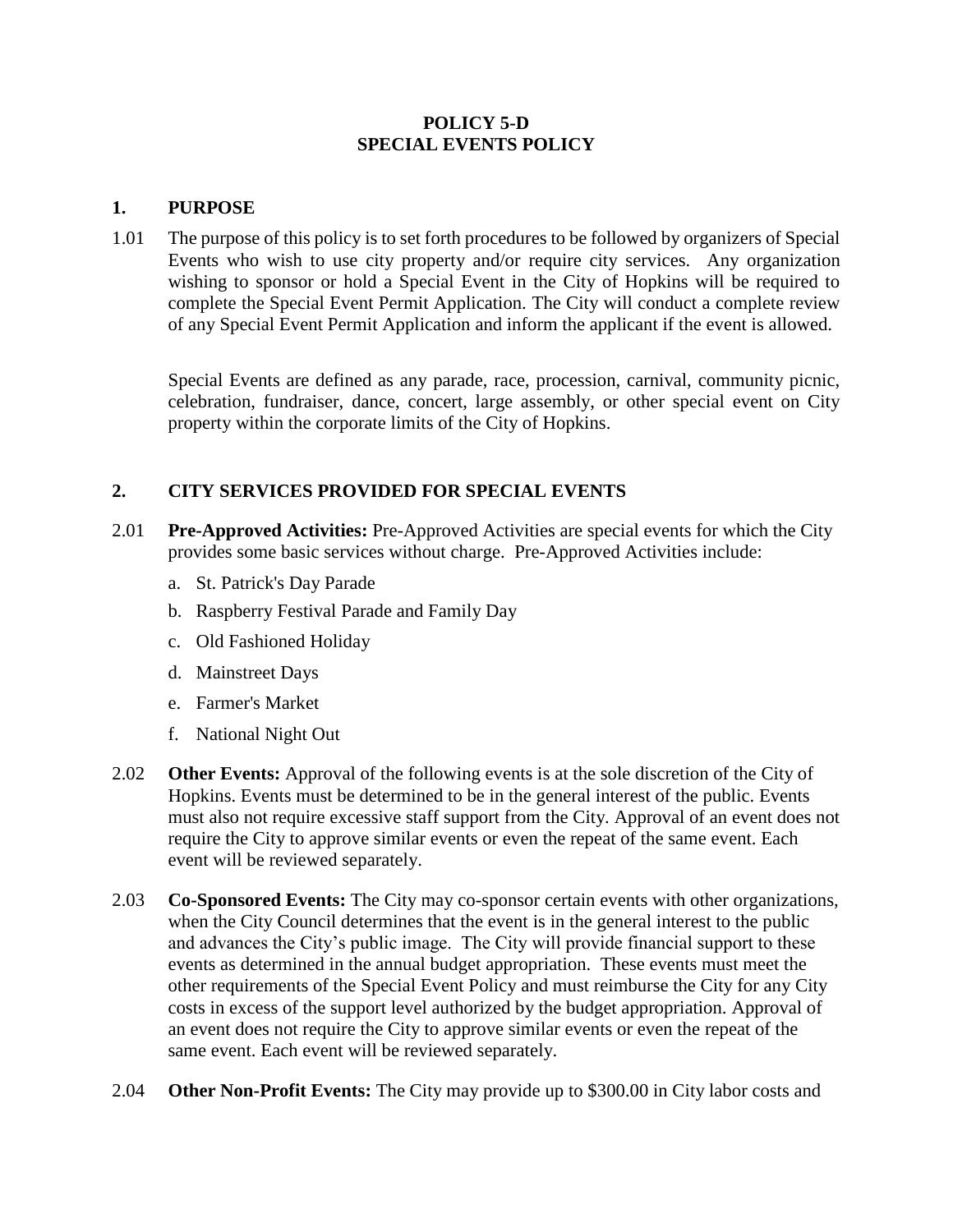# POLICY 5-D
# SPECIAL EVENTS POLICY

## 1. PURPOSE

1.01 The purpose of this policy is to set forth procedures to be followed by organizers of Special Events who wish to use city property and/or require city services. Any organization wishing to sponsor or hold a Special Event in the City of Hopkins will be required to complete the Special Event Permit Application. The City will conduct a complete review of any Special Event Permit Application and inform the applicant if the event is allowed.

Special Events are defined as any parade, race, procession, carnival, community picnic, celebration, fundraiser, dance, concert, large assembly, or other special event on City property within the corporate limits of the City of Hopkins.

## 2. CITY SERVICES PROVIDED FOR SPECIAL EVENTS

2.01 **Pre-Approved Activities:** Pre-Approved Activities are special events for which the City provides some basic services without charge. Pre-Approved Activities include:

a. St. Patrick's Day Parade

b. Raspberry Festival Parade and Family Day

c. Old Fashioned Holiday

d. Mainstreet Days

e. Farmer's Market

f. National Night Out

2.02 **Other Events:** Approval of the following events is at the sole discretion of the City of Hopkins. Events must be determined to be in the general interest of the public. Events must also not require excessive staff support from the City. Approval of an event does not require the City to approve similar events or even the repeat of the same event. Each event will be reviewed separately.

2.03 **Co-Sponsored Events:** The City may co-sponsor certain events with other organizations, when the City Council determines that the event is in the general interest to the public and advances the City's public image. The City will provide financial support to these events as determined in the annual budget appropriation. These events must meet the other requirements of the Special Event Policy and must reimburse the City for any City costs in excess of the support level authorized by the budget appropriation. Approval of an event does not require the City to approve similar events or even the repeat of the same event. Each event will be reviewed separately.

2.04 **Other Non-Profit Events:** The City may provide up to $300.00 in City labor costs and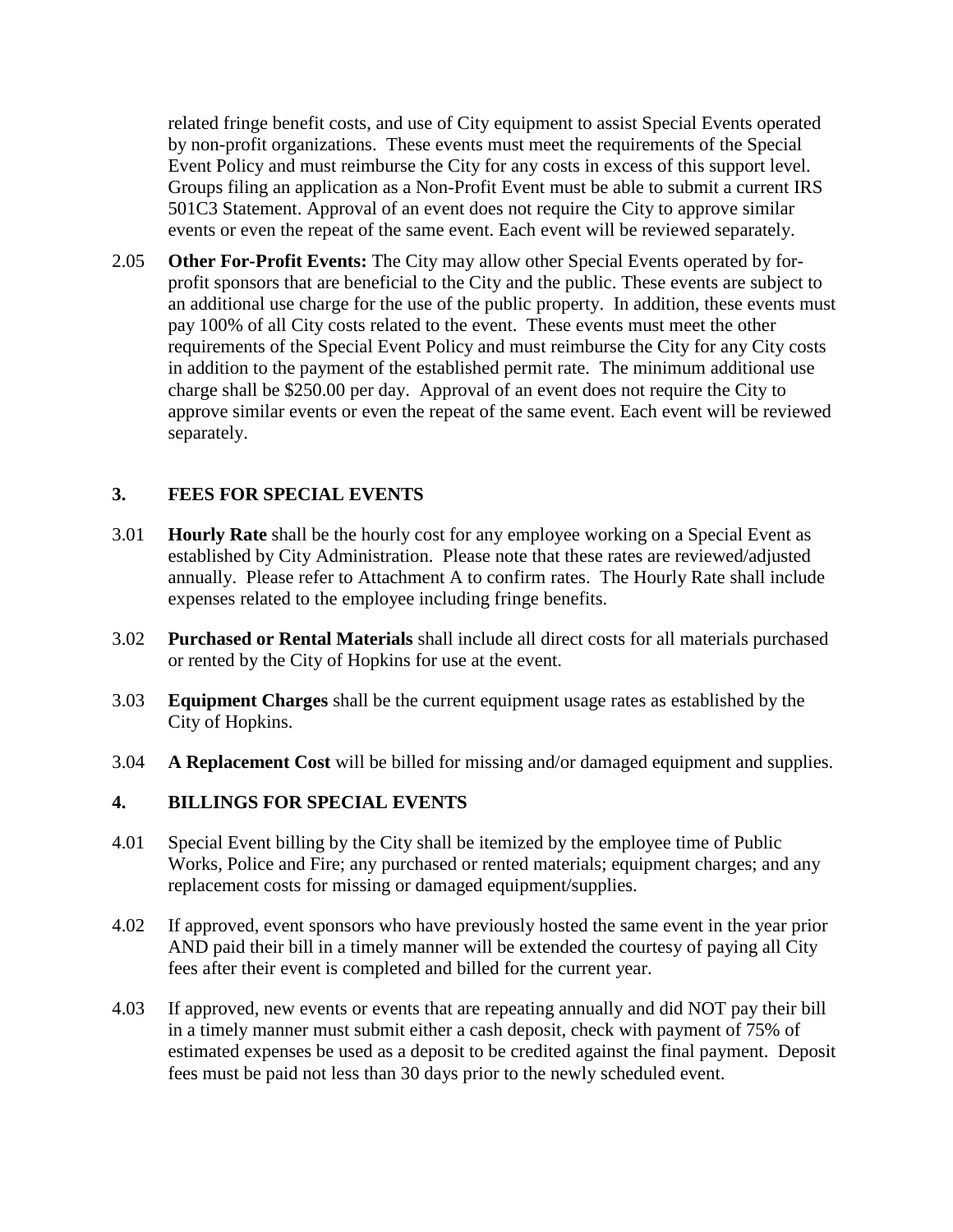related fringe benefit costs, and use of City equipment to assist Special Events operated by non-profit organizations. These events must meet the requirements of the Special Event Policy and must reimburse the City for any costs in excess of this support level. Groups filing an application as a Non-Profit Event must be able to submit a current IRS 501C3 Statement. Approval of an event does not require the City to approve similar events or even the repeat of the same event. Each event will be reviewed separately.

2.05 **Other For-Profit Events:** The City may allow other Special Events operated by for-profit sponsors that are beneficial to the City and the public. These events are subject to an additional use charge for the use of the public property. In addition, these events must pay 100% of all City costs related to the event. These events must meet the other requirements of the Special Event Policy and must reimburse the City for any City costs in addition to the payment of the established permit rate. The minimum additional use charge shall be $250.00 per day. Approval of an event does not require the City to approve similar events or even the repeat of the same event. Each event will be reviewed separately.

## 3. FEES FOR SPECIAL EVENTS

3.01 **Hourly Rate** shall be the hourly cost for any employee working on a Special Event as established by City Administration. Please note that these rates are reviewed/adjusted annually. Please refer to Attachment A to confirm rates. The Hourly Rate shall include expenses related to the employee including fringe benefits.

3.02 **Purchased or Rental Materials** shall include all direct costs for all materials purchased or rented by the City of Hopkins for use at the event.

3.03 **Equipment Charges** shall be the current equipment usage rates as established by the City of Hopkins.

3.04 **A Replacement Cost** will be billed for missing and/or damaged equipment and supplies.

## 4. BILLINGS FOR SPECIAL EVENTS

4.01 Special Event billing by the City shall be itemized by the employee time of Public Works, Police and Fire; any purchased or rented materials; equipment charges; and any replacement costs for missing or damaged equipment/supplies.

4.02 If approved, event sponsors who have previously hosted the same event in the year prior AND paid their bill in a timely manner will be extended the courtesy of paying all City fees after their event is completed and billed for the current year.

4.03 If approved, new events or events that are repeating annually and did NOT pay their bill in a timely manner must submit either a cash deposit, check with payment of 75% of estimated expenses be used as a deposit to be credited against the final payment. Deposit fees must be paid not less than 30 days prior to the newly scheduled event.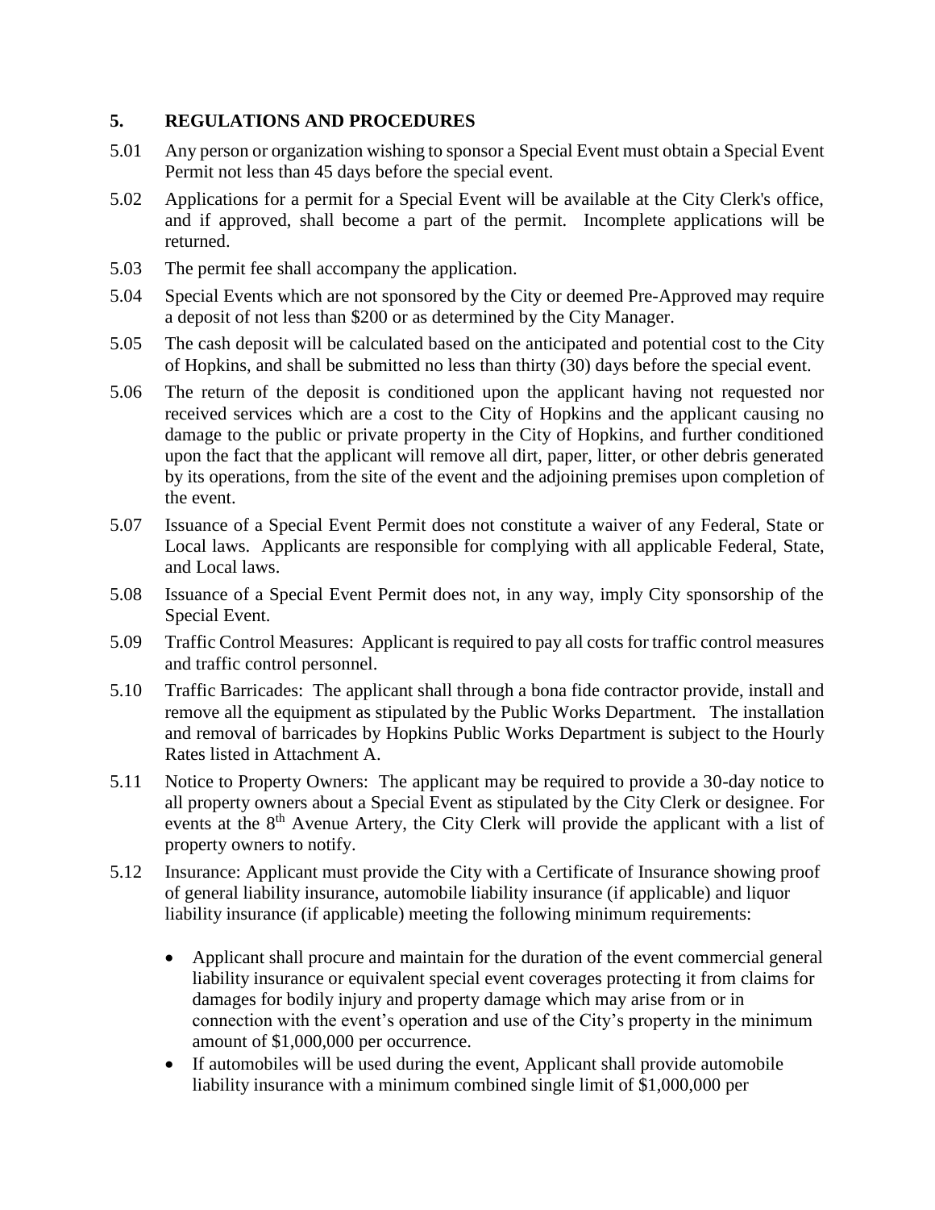## 5. REGULATIONS AND PROCEDURES

5.01 Any person or organization wishing to sponsor a Special Event must obtain a Special Event Permit not less than 45 days before the special event.

5.02 Applications for a permit for a Special Event will be available at the City Clerk's office, and if approved, shall become a part of the permit. Incomplete applications will be returned.

5.03 The permit fee shall accompany the application.

5.04 Special Events which are not sponsored by the City or deemed Pre-Approved may require a deposit of not less than $200 or as determined by the City Manager.

5.05 The cash deposit will be calculated based on the anticipated and potential cost to the City of Hopkins, and shall be submitted no less than thirty (30) days before the special event.

5.06 The return of the deposit is conditioned upon the applicant having not requested nor received services which are a cost to the City of Hopkins and the applicant causing no damage to the public or private property in the City of Hopkins, and further conditioned upon the fact that the applicant will remove all dirt, paper, litter, or other debris generated by its operations, from the site of the event and the adjoining premises upon completion of the event.

5.07 Issuance of a Special Event Permit does not constitute a waiver of any Federal, State or Local laws. Applicants are responsible for complying with all applicable Federal, State, and Local laws.

5.08 Issuance of a Special Event Permit does not, in any way, imply City sponsorship of the Special Event.

5.09 Traffic Control Measures: Applicant is required to pay all costs for traffic control measures and traffic control personnel.

5.10 Traffic Barricades: The applicant shall through a bona fide contractor provide, install and remove all the equipment as stipulated by the Public Works Department. The installation and removal of barricades by Hopkins Public Works Department is subject to the Hourly Rates listed in Attachment A.

5.11 Notice to Property Owners: The applicant may be required to provide a 30-day notice to all property owners about a Special Event as stipulated by the City Clerk or designee. For events at the 8th Avenue Artery, the City Clerk will provide the applicant with a list of property owners to notify.

5.12 Insurance: Applicant must provide the City with a Certificate of Insurance showing proof of general liability insurance, automobile liability insurance (if applicable) and liquor liability insurance (if applicable) meeting the following minimum requirements:

- Applicant shall procure and maintain for the duration of the event commercial general liability insurance or equivalent special event coverages protecting it from claims for damages for bodily injury and property damage which may arise from or in connection with the event's operation and use of the City's property in the minimum amount of $1,000,000 per occurrence.
- If automobiles will be used during the event, Applicant shall provide automobile liability insurance with a minimum combined single limit of $1,000,000 per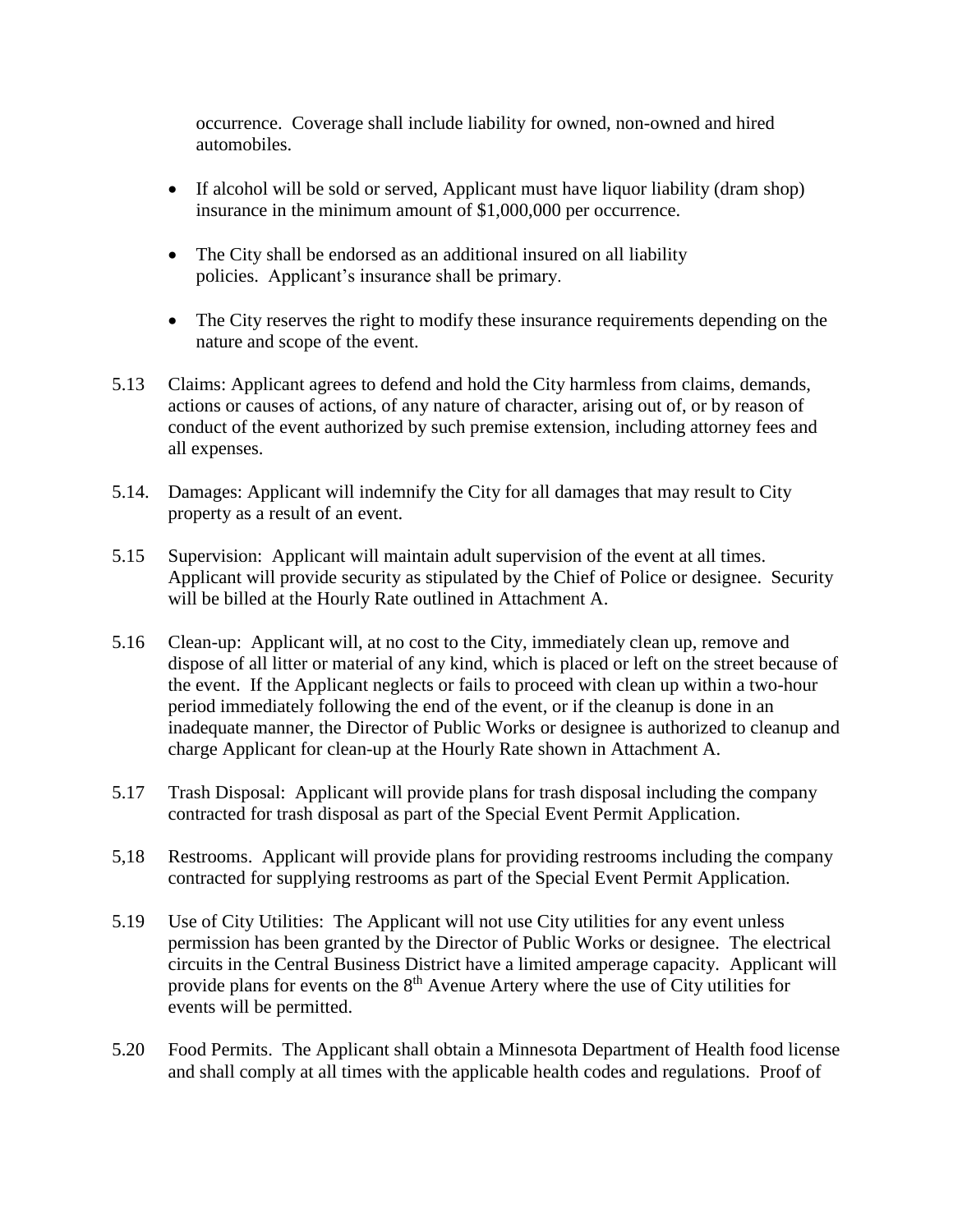occurrence. Coverage shall include liability for owned, non-owned and hired automobiles.

- If alcohol will be sold or served, Applicant must have liquor liability (dram shop) insurance in the minimum amount of $1,000,000 per occurrence.
- The City shall be endorsed as an additional insured on all liability policies. Applicant's insurance shall be primary.
- The City reserves the right to modify these insurance requirements depending on the nature and scope of the event.

5.13 Claims: Applicant agrees to defend and hold the City harmless from claims, demands, actions or causes of actions, of any nature of character, arising out of, or by reason of conduct of the event authorized by such premise extension, including attorney fees and all expenses.

5.14. Damages: Applicant will indemnify the City for all damages that may result to City property as a result of an event.

5.15 Supervision: Applicant will maintain adult supervision of the event at all times. Applicant will provide security as stipulated by the Chief of Police or designee. Security will be billed at the Hourly Rate outlined in Attachment A.

5.16 Clean-up: Applicant will, at no cost to the City, immediately clean up, remove and dispose of all litter or material of any kind, which is placed or left on the street because of the event. If the Applicant neglects or fails to proceed with clean up within a two-hour period immediately following the end of the event, or if the cleanup is done in an inadequate manner, the Director of Public Works or designee is authorized to cleanup and charge Applicant for clean-up at the Hourly Rate shown in Attachment A.

5.17 Trash Disposal: Applicant will provide plans for trash disposal including the company contracted for trash disposal as part of the Special Event Permit Application.

5,18 Restrooms. Applicant will provide plans for providing restrooms including the company contracted for supplying restrooms as part of the Special Event Permit Application.

5.19 Use of City Utilities: The Applicant will not use City utilities for any event unless permission has been granted by the Director of Public Works or designee. The electrical circuits in the Central Business District have a limited amperage capacity. Applicant will provide plans for events on the 8th Avenue Artery where the use of City utilities for events will be permitted.

5.20 Food Permits. The Applicant shall obtain a Minnesota Department of Health food license and shall comply at all times with the applicable health codes and regulations. Proof of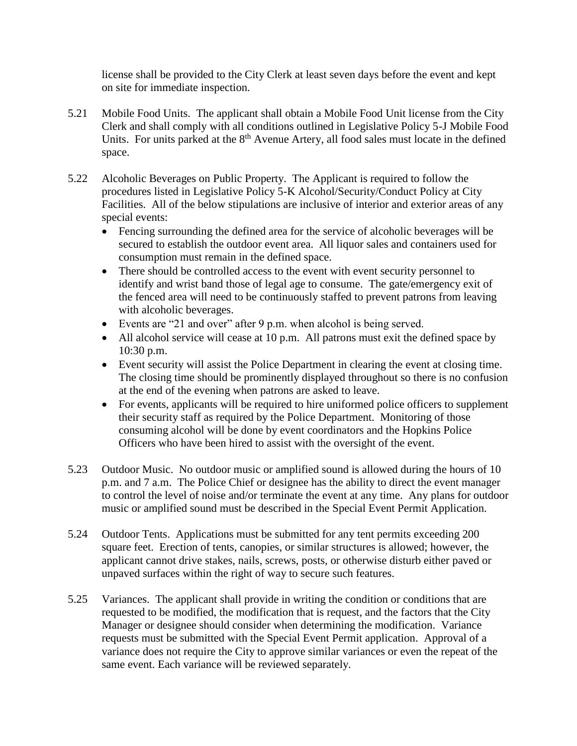license shall be provided to the City Clerk at least seven days before the event and kept on site for immediate inspection.

5.21 Mobile Food Units. The applicant shall obtain a Mobile Food Unit license from the City Clerk and shall comply with all conditions outlined in Legislative Policy 5-J Mobile Food Units. For units parked at the 8th Avenue Artery, all food sales must locate in the defined space.

5.22 Alcoholic Beverages on Public Property. The Applicant is required to follow the procedures listed in Legislative Policy 5-K Alcohol/Security/Conduct Policy at City Facilities. All of the below stipulations are inclusive of interior and exterior areas of any special events:

- Fencing surrounding the defined area for the service of alcoholic beverages will be secured to establish the outdoor event area. All liquor sales and containers used for consumption must remain in the defined space.
- There should be controlled access to the event with event security personnel to identify and wrist band those of legal age to consume. The gate/emergency exit of the fenced area will need to be continuously staffed to prevent patrons from leaving with alcoholic beverages.
- Events are "21 and over" after 9 p.m. when alcohol is being served.
- All alcohol service will cease at 10 p.m. All patrons must exit the defined space by 10:30 p.m.
- Event security will assist the Police Department in clearing the event at closing time. The closing time should be prominently displayed throughout so there is no confusion at the end of the evening when patrons are asked to leave.
- For events, applicants will be required to hire uniformed police officers to supplement their security staff as required by the Police Department. Monitoring of those consuming alcohol will be done by event coordinators and the Hopkins Police Officers who have been hired to assist with the oversight of the event.

5.23 Outdoor Music. No outdoor music or amplified sound is allowed during the hours of 10 p.m. and 7 a.m. The Police Chief or designee has the ability to direct the event manager to control the level of noise and/or terminate the event at any time. Any plans for outdoor music or amplified sound must be described in the Special Event Permit Application.

5.24 Outdoor Tents. Applications must be submitted for any tent permits exceeding 200 square feet. Erection of tents, canopies, or similar structures is allowed; however, the applicant cannot drive stakes, nails, screws, posts, or otherwise disturb either paved or unpaved surfaces within the right of way to secure such features.

5.25 Variances. The applicant shall provide in writing the condition or conditions that are requested to be modified, the modification that is request, and the factors that the City Manager or designee should consider when determining the modification. Variance requests must be submitted with the Special Event Permit application. Approval of a variance does not require the City to approve similar variances or even the repeat of the same event. Each variance will be reviewed separately.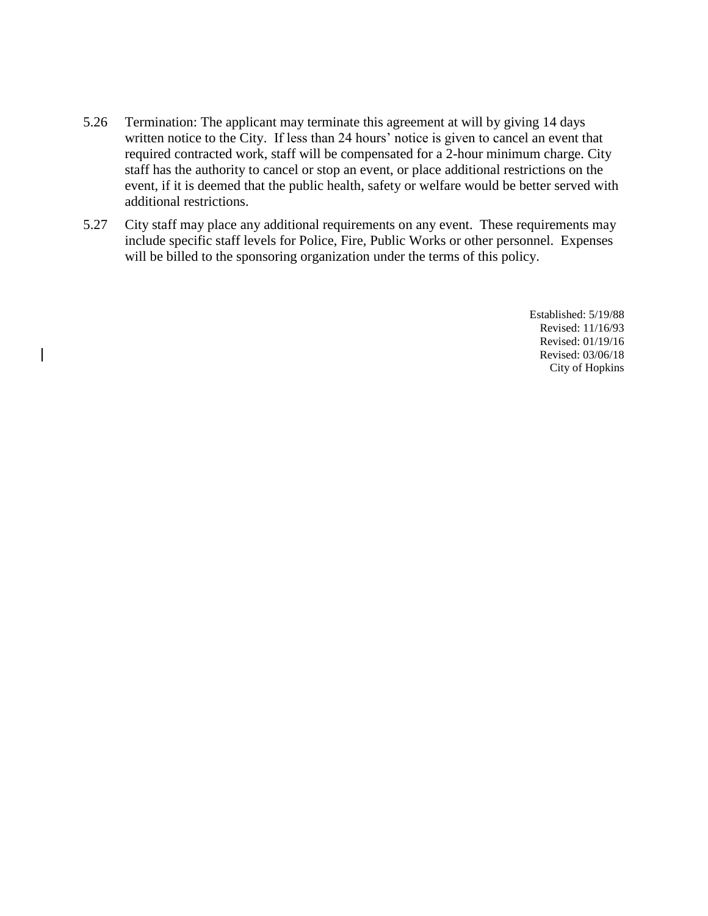5.26 Termination: The applicant may terminate this agreement at will by giving 14 days written notice to the City. If less than 24 hours' notice is given to cancel an event that required contracted work, staff will be compensated for a 2-hour minimum charge. City staff has the authority to cancel or stop an event, or place additional restrictions on the event, if it is deemed that the public health, safety or welfare would be better served with additional restrictions.

5.27 City staff may place any additional requirements on any event. These requirements may include specific staff levels for Police, Fire, Public Works or other personnel. Expenses will be billed to the sponsoring organization under the terms of this policy.

Established: 5/19/88
Revised: 11/16/93
Revised: 01/19/16
Revised: 03/06/18
City of Hopkins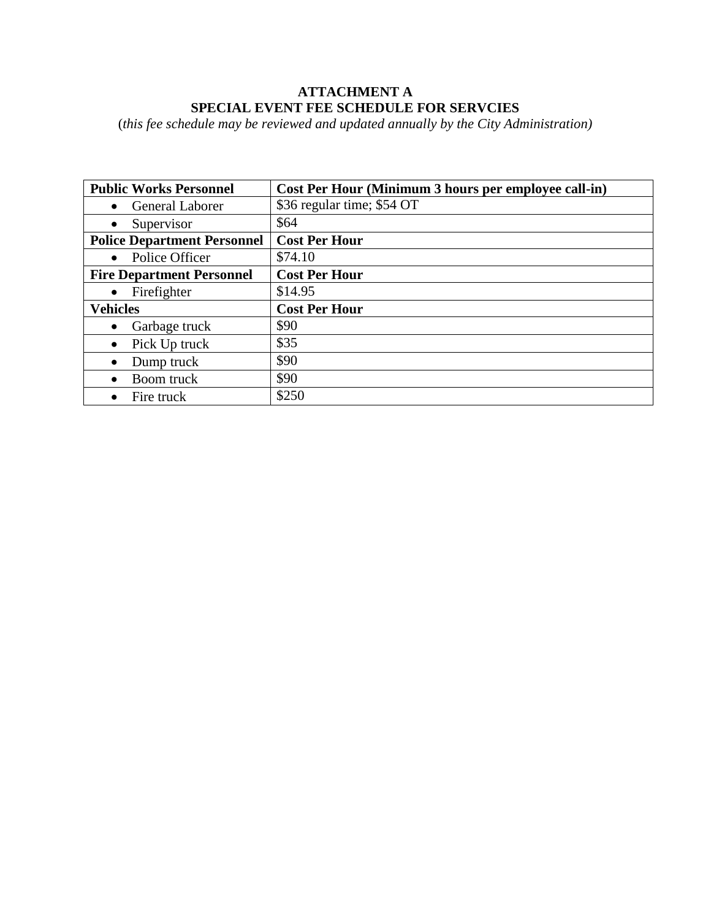# ATTACHMENT A
## SPECIAL EVENT FEE SCHEDULE FOR SERVCIES

(*this fee schedule may be reviewed and updated annually by the City Administration)*

| **Public Works Personnel** | **Cost Per Hour (Minimum 3 hours per employee call-in)** |
|---|---|
| • General Laborer | $36 regular time; $54 OT |
| • Supervisor | $64 |
| **Police Department Personnel** | **Cost Per Hour** |
| • Police Officer | $74.10 |
| **Fire Department Personnel** | **Cost Per Hour** |
| • Firefighter | $14.95 |
| **Vehicles** | **Cost Per Hour** |
| • Garbage truck | $90 |
| • Pick Up truck | $35 |
| • Dump truck | $90 |
| • Boom truck | $90 |
| • Fire truck | $250 |